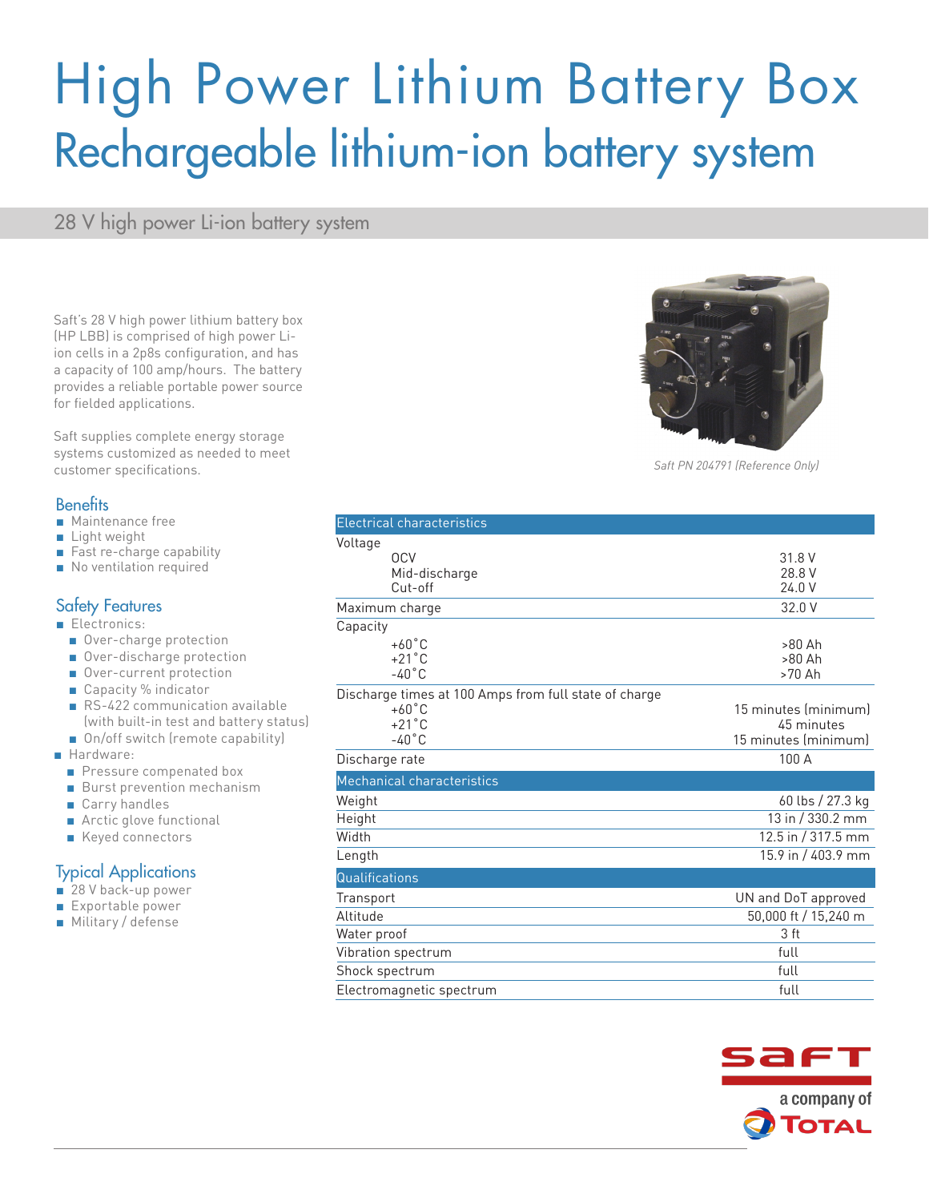# High Power Lithium Battery Box

## Rechargeable lithium-ion battery system

### 28 V high power Li-ion battery system

Saft's 28 V high power lithium battery box (HP LBB) is comprised of high power Li-ion cells in a 2p8s configuration, and has a capacity of 100 amp/hours. The battery provides a reliable portable power source for fielded applications.

Saft supplies complete energy storage systems customized as needed to meet customer specifications.

*Saft PN 204791 (Reference Only)*

### Benefits

- Maintenance free
- Light weight
- Fast re-charge capability
- No ventilation required

### Safety Features

- Electronics:
  - Over-charge protection
  - Over-discharge protection
  - Over-current protection
  - Capacity % indicator
  - RS-422 communication available (with built-in test and battery status)
  - On/off switch (remote capability)
- Hardware:
  - Pressure compenated box
  - Burst prevention mechanism
  - Carry handles
  - Arctic glove functional
  - Keyed connectors

### Typical Applications

- 28 V back-up power
- Exportable power
- Military / defense

| Electrical characteristics | |
|---|---|
| Voltage | |
| OCV | 31.8 V |
| Mid-discharge | 28.8 V |
| Cut-off | 24.0 V |
| Maximum charge | 32.0 V |
| Capacity | |
| +60˚C | >80 Ah |
| +21˚C | >80 Ah |
| -40˚C | >70 Ah |
| Discharge times at 100 Amps from full state of charge | |
| +60˚C | 15 minutes (minimum) |
| +21˚C | 45 minutes |
| -40˚C | 15 minutes (minimum) |
| Discharge rate | 100 A |
| **Mechanical characteristics** | |
| Weight | 60 lbs / 27.3 kg |
| Height | 13 in / 330.2 mm |
| Width | 12.5 in / 317.5 mm |
| Length | 15.9 in / 403.9 mm |
| **Qualifications** | |
| Transport | UN and DoT approved |
| Altitude | 50,000 ft / 15,240 m |
| Water proof | 3 ft |
| Vibration spectrum | full |
| Shock spectrum | full |
| Electromagnetic spectrum | full |

saft

a company of TOTAL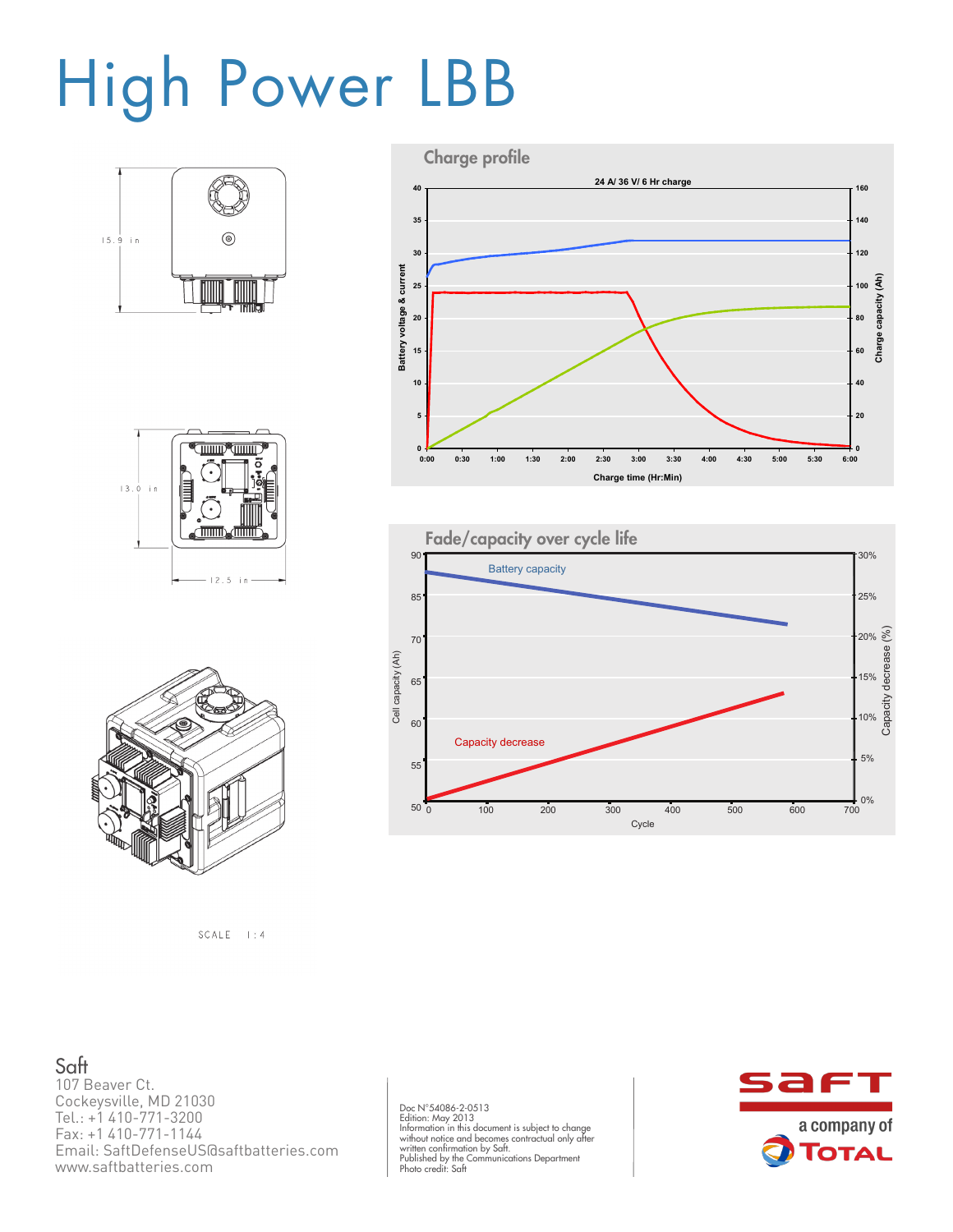# High Power LBB

15.9 in

13.0 in

12.5 in

SCALE 1:4

## Charge profile

24 A/ 36 V/ 6 Hr charge

Battery voltage & current

Charge capacity (Ah)

0 5 10 15 20 25 30 35 40

0 20 40 60 80 100 120 140 160

0:00 0:30 1:00 1:30 2:00 2:30 3:00 3:30 4:00 4:30 5:00 5:30 6:00

Charge time (Hr:Min)

## Fade/capacity over cycle life

Battery capacity

Capacity decrease

Cell capacity (Ah)

50 55 60 65 70 85 90

Capacity decrease (%)

0% 5% 10% 15% 20% 25% 30%

0 100 200 300 400 500 600 700

Cycle

Saft
107 Beaver Ct.
Cockeysville, MD 21030
Tel.: +1 410-771-3200
Fax: +1 410-771-1144
Email: SaftDefenseUS@saftbatteries.com
www.saftbatteries.com

Doc N°54086-2-0513
Edition: May 2013
Information in this document is subject to change without notice and becomes contractual only after written confirmation by Saft.
Published by the Communications Department
Photo credit: Saft

saft
a company of
TOTAL